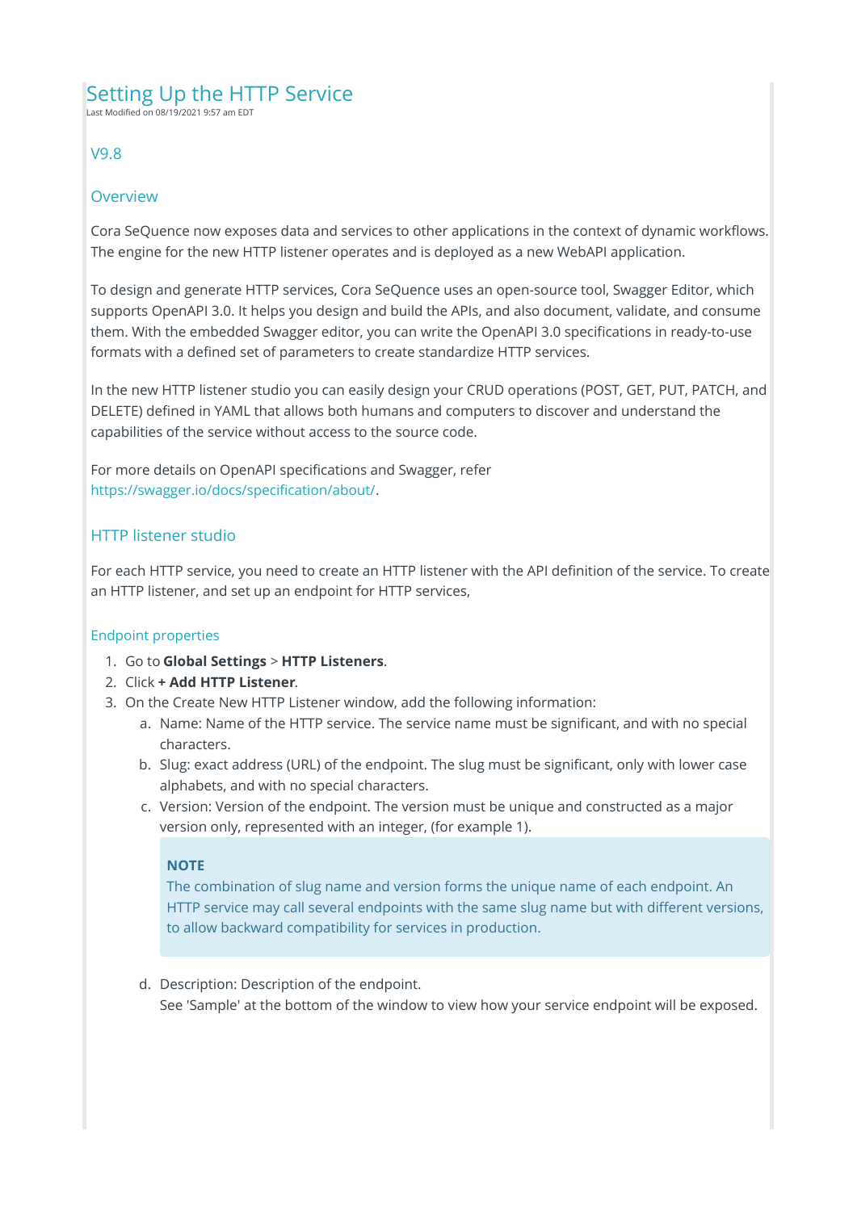# Setting Up the HTTP Service

Last Modified on 08/19/2021 9:57 am EDT

## V9.8

## Overview

Cora SeQuence now exposes data and services to other applications in the context of dynamic workflows. The engine for the new HTTP listener operates and is deployed as a new WebAPI application.

To design and generate HTTP services, Cora SeQuence uses an open-source tool, Swagger Editor, which supports OpenAPI 3.0. It helps you design and build the APIs, and also document, validate, and consume them. With the embedded Swagger editor, you can write the OpenAPI 3.0 specifications in ready-to-use formats with a defined set of parameters to create standardize HTTP services.

In the new HTTP listener studio you can easily design your CRUD operations (POST, GET, PUT, PATCH, and DELETE) defined in YAML that allows both humans and computers to discover and understand the capabilities of the service without access to the source code.

For more details on OpenAPI specifications and Swagger, refer https://swagger.io/docs/specification/about/.

## HTTP listener studio

For each HTTP service, you need to create an HTTP listener with the API definition of the service. To create an HTTP listener, and set up an endpoint for HTTP services,

### Endpoint properties

1. Go to **Global Settings** > **HTTP Listeners**.
2. Click **+ Add HTTP Listener**.
3. On the Create New HTTP Listener window, add the following information:
   a. Name: Name of the HTTP service. The service name must be significant, and with no special characters.
   b. Slug: exact address (URL) of the endpoint. The slug must be significant, only with lower case alphabets, and with no special characters.
   c. Version: Version of the endpoint. The version must be unique and constructed as a major version only, represented with an integer, (for example 1).

      > **NOTE**
      > The combination of slug name and version forms the unique name of each endpoint. An HTTP service may call several endpoints with the same slug name but with different versions, to allow backward compatibility for services in production.

   d. Description: Description of the endpoint.
      See 'Sample' at the bottom of the window to view how your service endpoint will be exposed.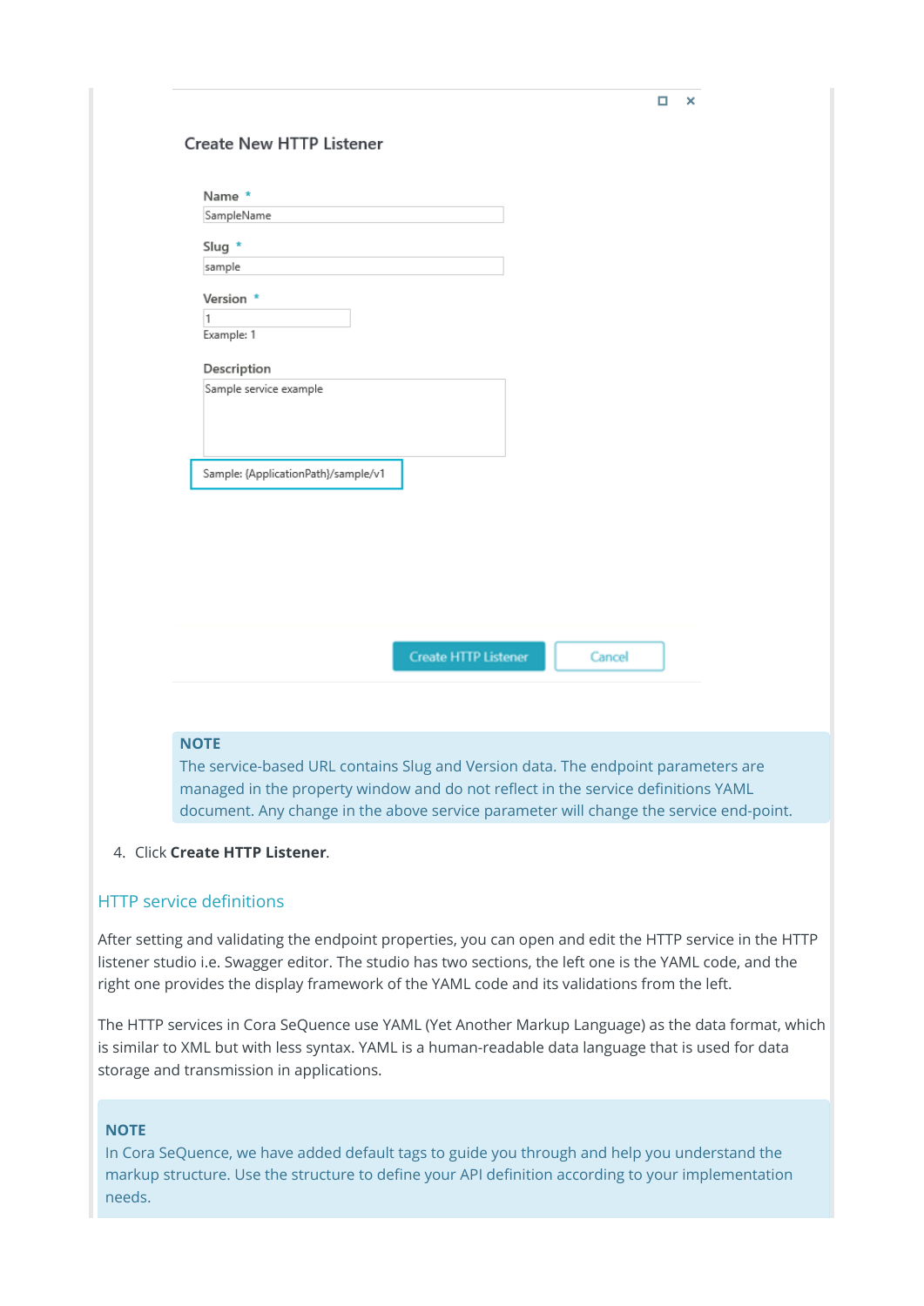Create New HTTP Listener

Name *

SampleName

Slug *

sample

Version *

1

Example: 1

Description

Sample service example

Sample: {ApplicationPath}/sample/v1

Create HTTP Listener Cancel

> **NOTE**
> The service-based URL contains Slug and Version data. The endpoint parameters are managed in the property window and do not reflect in the service definitions YAML document. Any change in the above service parameter will change the service end-point.

4. Click **Create HTTP Listener**.

## HTTP service definitions

After setting and validating the endpoint properties, you can open and edit the HTTP service in the HTTP listener studio i.e. Swagger editor. The studio has two sections, the left one is the YAML code, and the right one provides the display framework of the YAML code and its validations from the left.

The HTTP services in Cora SeQuence use YAML (Yet Another Markup Language) as the data format, which is similar to XML but with less syntax. YAML is a human-readable data language that is used for data storage and transmission in applications.

> **NOTE**
> In Cora SeQuence, we have added default tags to guide you through and help you understand the markup structure. Use the structure to define your API definition according to your implementation needs.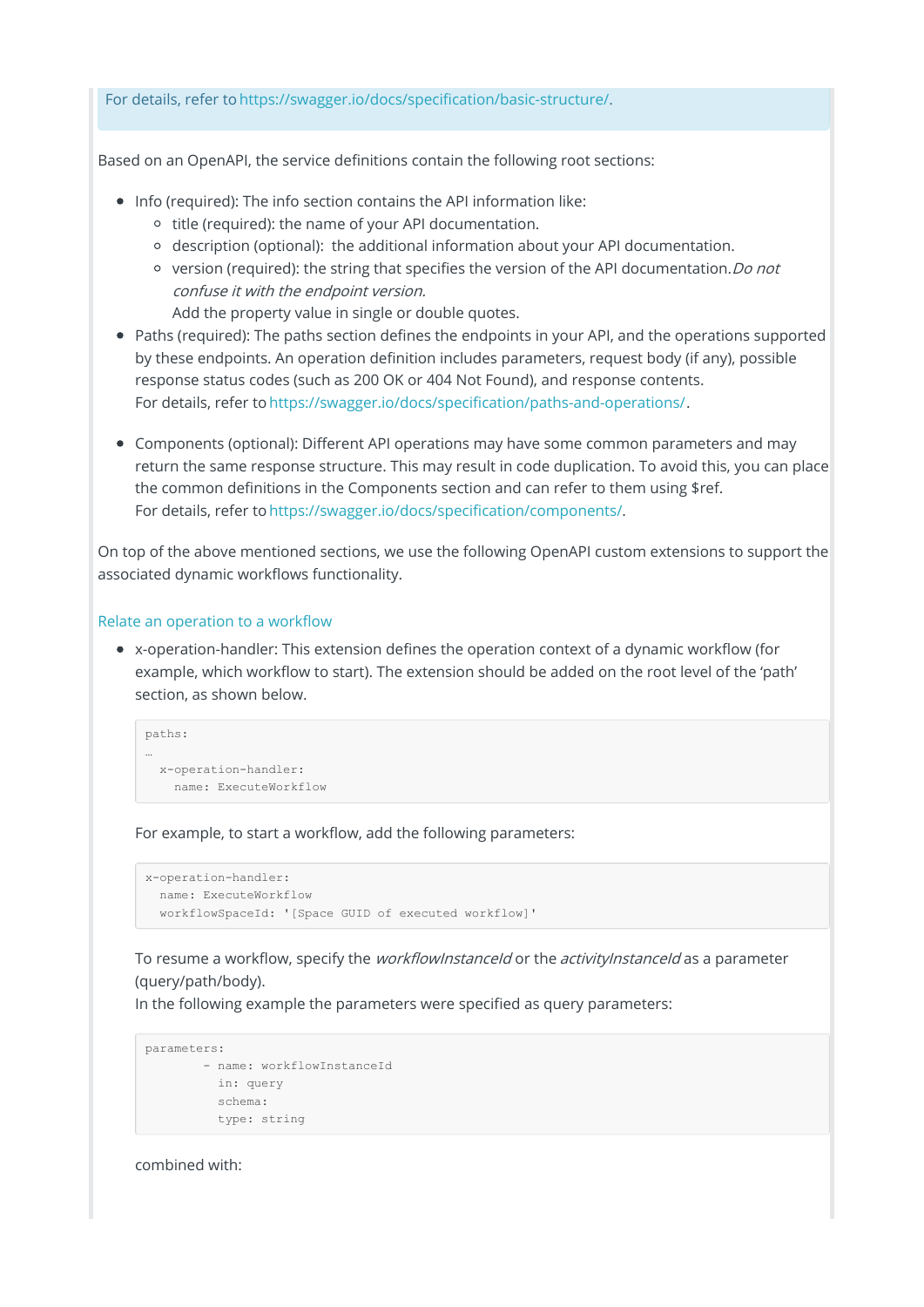For details, refer to https://swagger.io/docs/specification/basic-structure/.

Based on an OpenAPI, the service definitions contain the following root sections:

- Info (required): The info section contains the API information like:
  - title (required): the name of your API documentation.
  - description (optional): the additional information about your API documentation.
  - version (required): the string that specifies the version of the API documentation. *Do not confuse it with the endpoint version.*
    Add the property value in single or double quotes.
- Paths (required): The paths section defines the endpoints in your API, and the operations supported by these endpoints. An operation definition includes parameters, request body (if any), possible response status codes (such as 200 OK or 404 Not Found), and response contents.
  For details, refer to https://swagger.io/docs/specification/paths-and-operations/.
- Components (optional): Different API operations may have some common parameters and may return the same response structure. This may result in code duplication. To avoid this, you can place the common definitions in the Components section and can refer to them using $ref.
  For details, refer to https://swagger.io/docs/specification/components/.

On top of the above mentioned sections, we use the following OpenAPI custom extensions to support the associated dynamic workflows functionality.

### Relate an operation to a workflow

- x-operation-handler: This extension defines the operation context of a dynamic workflow (for example, which workflow to start). The extension should be added on the root level of the 'path' section, as shown below.

  ```
  paths:
  …
    x-operation-handler:
      name: ExecuteWorkflow
  ```

  For example, to start a workflow, add the following parameters:

  ```
  x-operation-handler:
    name: ExecuteWorkflow
    workflowSpaceId: '[Space GUID of executed workflow]'
  ```

  To resume a workflow, specify the *workflowInstanceId* or the *activityInstanceId* as a parameter (query/path/body).
  In the following example the parameters were specified as query parameters:

  ```
  parameters:
          - name: workflowInstanceId
            in: query
            schema:
            type: string
  ```

  combined with: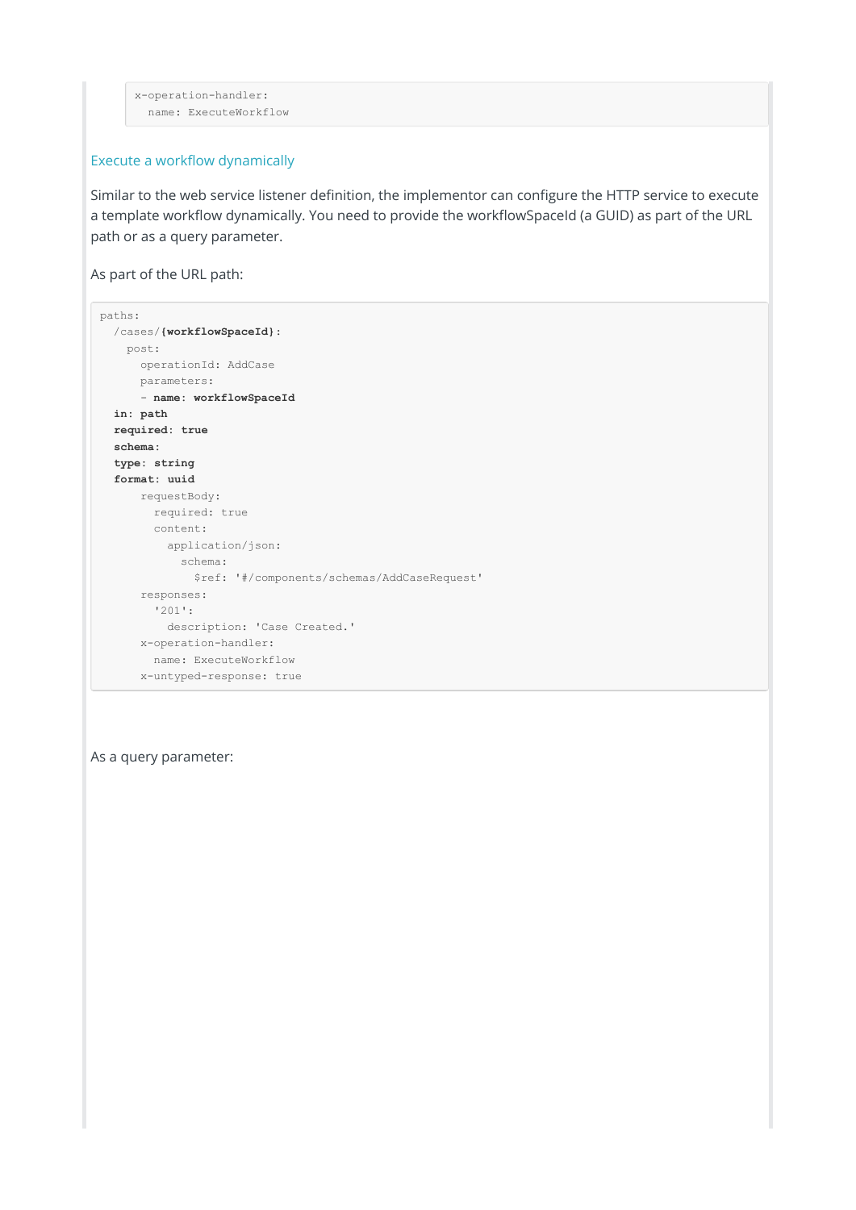```
x-operation-handler:
  name: ExecuteWorkflow
```

### Execute a workflow dynamically

Similar to the web service listener definition, the implementor can configure the HTTP service to execute a template workflow dynamically. You need to provide the workflowSpaceId (a GUID) as part of the URL path or as a query parameter.

As part of the URL path:

```
paths:
  /cases/{workflowSpaceId}:
    post:
      operationId: AddCase
      parameters:
      - name: workflowSpaceId
  in: path
  required: true
  schema:
  type: string
  format: uuid
      requestBody:
        required: true
        content:
          application/json:
            schema:
              $ref: '#/components/schemas/AddCaseRequest'
      responses:
        '201':
          description: 'Case Created.'
      x-operation-handler:
        name: ExecuteWorkflow
      x-untyped-response: true
```

As a query parameter: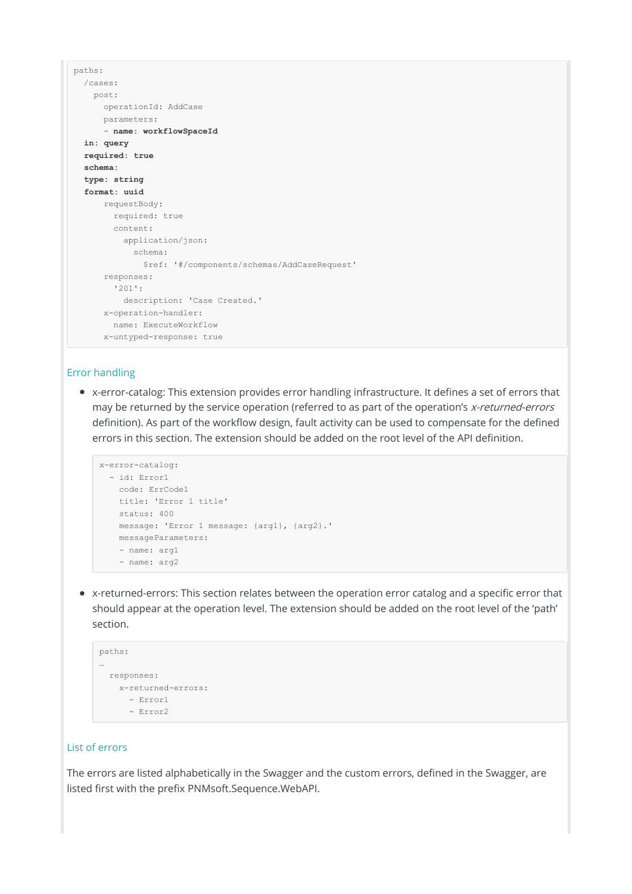```
paths:
  /cases:
    post:
      operationId: AddCase
      parameters:
      - name: workflowSpaceId
  in: query
  required: true
  schema:
  type: string
  format: uuid
      requestBody:
        required: true
        content:
          application/json:
            schema:
              $ref: '#/components/schemas/AddCaseRequest'
      responses:
        '201':
          description: 'Case Created.'
      x-operation-handler:
        name: ExecuteWorkflow
      x-untyped-response: true
```

### Error handling

- x-error-catalog: This extension provides error handling infrastructure. It defines a set of errors that may be returned by the service operation (referred to as part of the operation's *x-returned-errors* definition). As part of the workflow design, fault activity can be used to compensate for the defined errors in this section. The extension should be added on the root level of the API definition.

```
x-error-catalog:
  - id: Error1
    code: ErrCode1
    title: 'Error 1 title'
    status: 400
    message: 'Error 1 message: {arg1}, {arg2}.'
    messageParameters:
    - name: arg1
    - name: arg2
```

- x-returned-errors: This section relates between the operation error catalog and a specific error that should appear at the operation level. The extension should be added on the root level of the 'path' section.

```
paths:
…
  responses:
    x-returned-errors:
      - Error1
      - Error2
```

### List of errors

The errors are listed alphabetically in the Swagger and the custom errors, defined in the Swagger, are listed first with the prefix PNMsoft.Sequence.WebAPI.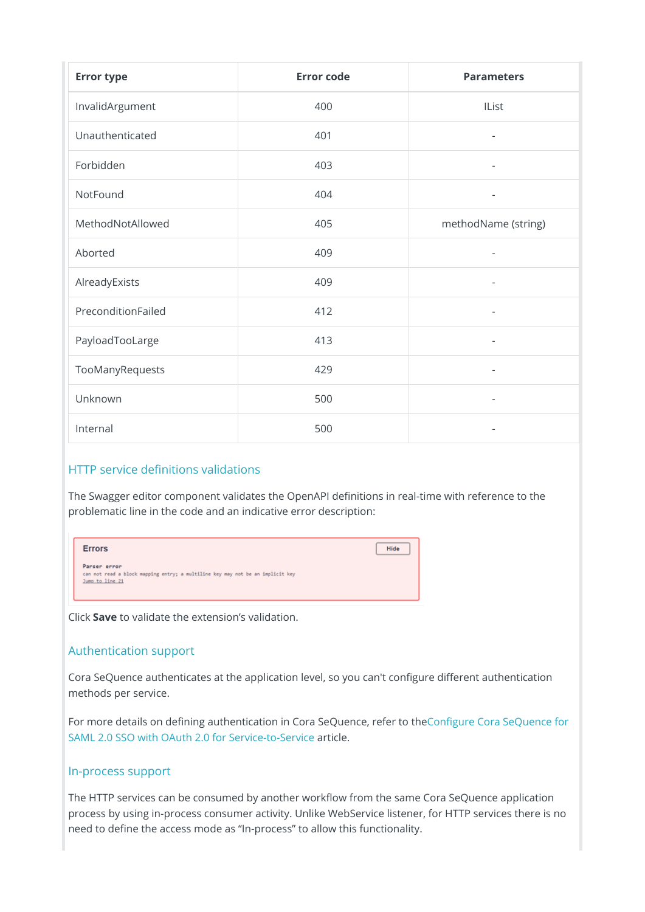| Error type | Error code | Parameters |
| --- | --- | --- |
| InvalidArgument | 400 | IList |
| Unauthenticated | 401 | - |
| Forbidden | 403 | - |
| NotFound | 404 | - |
| MethodNotAllowed | 405 | methodName (string) |
| Aborted | 409 | - |
| AlreadyExists | 409 | - |
| PreconditionFailed | 412 | - |
| PayloadTooLarge | 413 | - |
| TooManyRequests | 429 | - |
| Unknown | 500 | - |
| Internal | 500 | - |

## HTTP service definitions validations

The Swagger editor component validates the OpenAPI definitions in real-time with reference to the problematic line in the code and an indicative error description:

Errors

Parser error
can not read a block mapping entry; a multiline key may not be an implicit key
Jump to line 21

Click **Save** to validate the extension's validation.

## Authentication support

Cora SeQuence authenticates at the application level, so you can't configure different authentication methods per service.

For more details on defining authentication in Cora SeQuence, refer to theConfigure Cora SeQuence for SAML 2.0 SSO with OAuth 2.0 for Service-to-Service article.

## In-process support

The HTTP services can be consumed by another workflow from the same Cora SeQuence application process by using in-process consumer activity. Unlike WebService listener, for HTTP services there is no need to define the access mode as "In-process" to allow this functionality.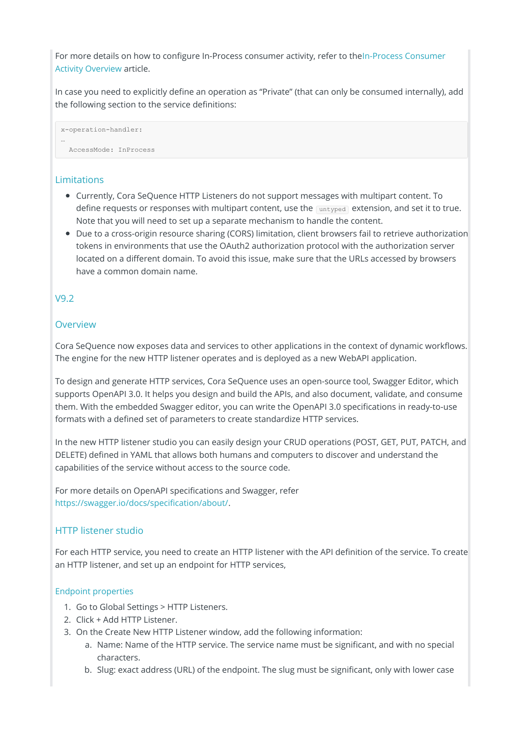For more details on how to configure In-Process consumer activity, refer to theIn-Process Consumer Activity Overview article.

In case you need to explicitly define an operation as "Private" (that can only be consumed internally), add the following section to the service definitions:

```
x-operation-handler:
…
  AccessMode: InProcess
```

### Limitations

- Currently, Cora SeQuence HTTP Listeners do not support messages with multipart content. To define requests or responses with multipart content, use the `untyped` extension, and set it to true. Note that you will need to set up a separate mechanism to handle the content.
- Due to a cross-origin resource sharing (CORS) limitation, client browsers fail to retrieve authorization tokens in environments that use the OAuth2 authorization protocol with the authorization server located on a different domain. To avoid this issue, make sure that the URLs accessed by browsers have a common domain name.

## V9.2

### Overview

Cora SeQuence now exposes data and services to other applications in the context of dynamic workflows. The engine for the new HTTP listener operates and is deployed as a new WebAPI application.

To design and generate HTTP services, Cora SeQuence uses an open-source tool, Swagger Editor, which supports OpenAPI 3.0. It helps you design and build the APIs, and also document, validate, and consume them. With the embedded Swagger editor, you can write the OpenAPI 3.0 specifications in ready-to-use formats with a defined set of parameters to create standardize HTTP services.

In the new HTTP listener studio you can easily design your CRUD operations (POST, GET, PUT, PATCH, and DELETE) defined in YAML that allows both humans and computers to discover and understand the capabilities of the service without access to the source code.

For more details on OpenAPI specifications and Swagger, refer https://swagger.io/docs/specification/about/.

### HTTP listener studio

For each HTTP service, you need to create an HTTP listener with the API definition of the service. To create an HTTP listener, and set up an endpoint for HTTP services,

#### Endpoint properties

1. Go to Global Settings > HTTP Listeners.
2. Click + Add HTTP Listener.
3. On the Create New HTTP Listener window, add the following information:
    a. Name: Name of the HTTP service. The service name must be significant, and with no special characters.
    b. Slug: exact address (URL) of the endpoint. The slug must be significant, only with lower case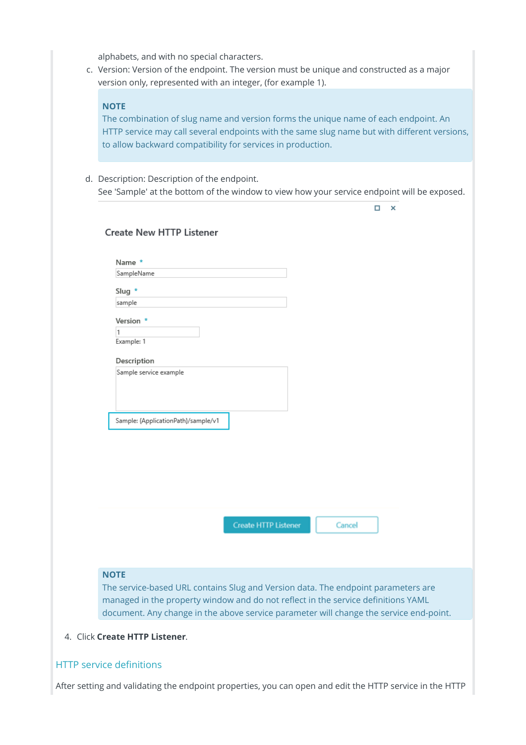alphabets, and with no special characters.

c. Version: Version of the endpoint. The version must be unique and constructed as a major version only, represented with an integer, (for example 1).

> **NOTE**
> The combination of slug name and version forms the unique name of each endpoint. An HTTP service may call several endpoints with the same slug name but with different versions, to allow backward compatibility for services in production.

d. Description: Description of the endpoint.
See 'Sample' at the bottom of the window to view how your service endpoint will be exposed.

Create New HTTP Listener

Name *
SampleName

Slug *
sample

Version *
1
Example: 1

Description
Sample service example

Sample: {ApplicationPath}/sample/v1

Create HTTP Listener   Cancel

> **NOTE**
> The service-based URL contains Slug and Version data. The endpoint parameters are managed in the property window and do not reflect in the service definitions YAML document. Any change in the above service parameter will change the service end-point.

4. Click **Create HTTP Listener**.

## HTTP service definitions

After setting and validating the endpoint properties, you can open and edit the HTTP service in the HTTP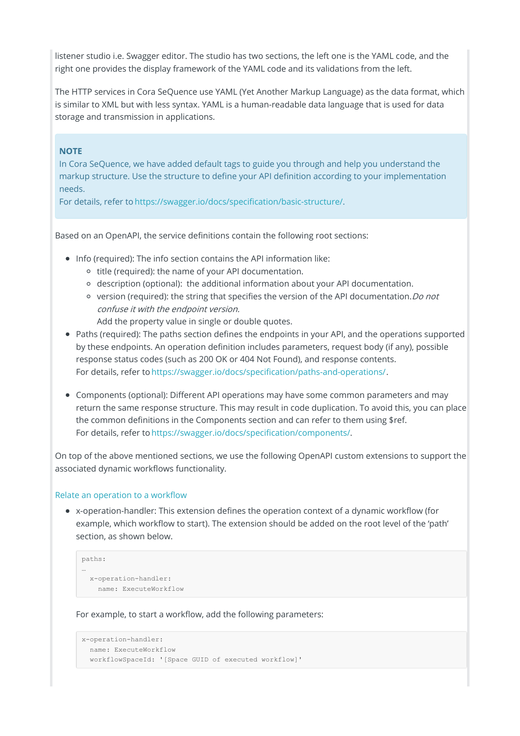listener studio i.e. Swagger editor. The studio has two sections, the left one is the YAML code, and the right one provides the display framework of the YAML code and its validations from the left.

The HTTP services in Cora SeQuence use YAML (Yet Another Markup Language) as the data format, which is similar to XML but with less syntax. YAML is a human-readable data language that is used for data storage and transmission in applications.

> **NOTE**
> In Cora SeQuence, we have added default tags to guide you through and help you understand the markup structure. Use the structure to define your API definition according to your implementation needs.
> For details, refer to https://swagger.io/docs/specification/basic-structure/.

Based on an OpenAPI, the service definitions contain the following root sections:

- Info (required): The info section contains the API information like:
  - title (required): the name of your API documentation.
  - description (optional): the additional information about your API documentation.
  - version (required): the string that specifies the version of the API documentation. *Do not confuse it with the endpoint version.*
    Add the property value in single or double quotes.
- Paths (required): The paths section defines the endpoints in your API, and the operations supported by these endpoints. An operation definition includes parameters, request body (if any), possible response status codes (such as 200 OK or 404 Not Found), and response contents.
  For details, refer to https://swagger.io/docs/specification/paths-and-operations/.
- Components (optional): Different API operations may have some common parameters and may return the same response structure. This may result in code duplication. To avoid this, you can place the common definitions in the Components section and can refer to them using $ref.
  For details, refer to https://swagger.io/docs/specification/components/.

On top of the above mentioned sections, we use the following OpenAPI custom extensions to support the associated dynamic workflows functionality.

### Relate an operation to a workflow

- x-operation-handler: This extension defines the operation context of a dynamic workflow (for example, which workflow to start). The extension should be added on the root level of the 'path' section, as shown below.

```
paths:
…
  x-operation-handler:
    name: ExecuteWorkflow
```

  For example, to start a workflow, add the following parameters:

```
x-operation-handler:
  name: ExecuteWorkflow
  workflowSpaceId: '[Space GUID of executed workflow]'
```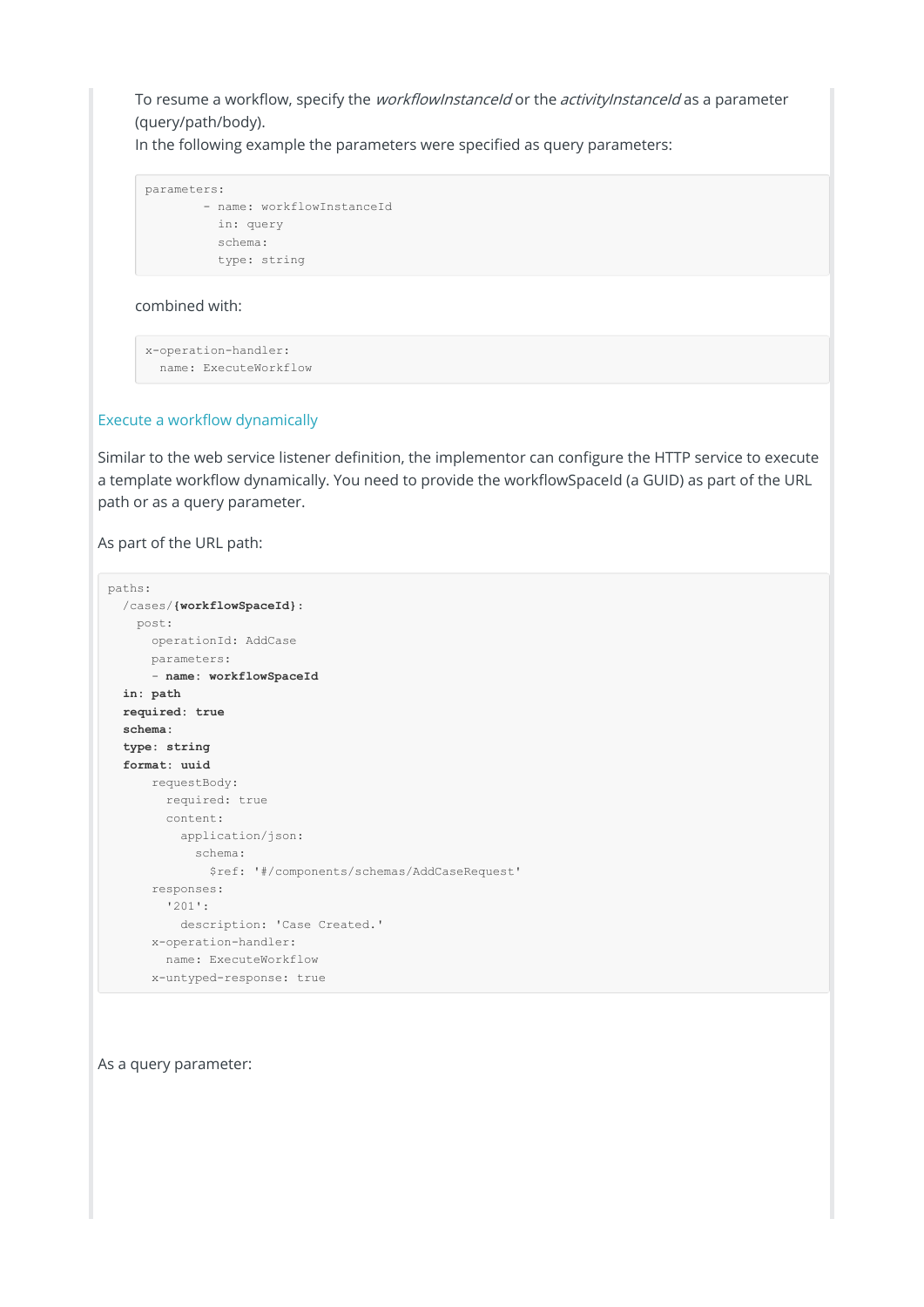To resume a workflow, specify the *workflowInstanceId* or the *activityInstanceId* as a parameter (query/path/body).
In the following example the parameters were specified as query parameters:

```
parameters:
        - name: workflowInstanceId
          in: query
          schema:
          type: string
```

combined with:

```
x-operation-handler:
  name: ExecuteWorkflow
```

### Execute a workflow dynamically

Similar to the web service listener definition, the implementor can configure the HTTP service to execute a template workflow dynamically. You need to provide the workflowSpaceId (a GUID) as part of the URL path or as a query parameter.

As part of the URL path:

```
paths:
  /cases/{workflowSpaceId}:
    post:
      operationId: AddCase
      parameters:
      - name: workflowSpaceId
  in: path
  required: true
  schema:
  type: string
  format: uuid
      requestBody:
        required: true
        content:
          application/json:
            schema:
              $ref: '#/components/schemas/AddCaseRequest'
      responses:
        '201':
          description: 'Case Created.'
      x-operation-handler:
        name: ExecuteWorkflow
      x-untyped-response: true
```

As a query parameter: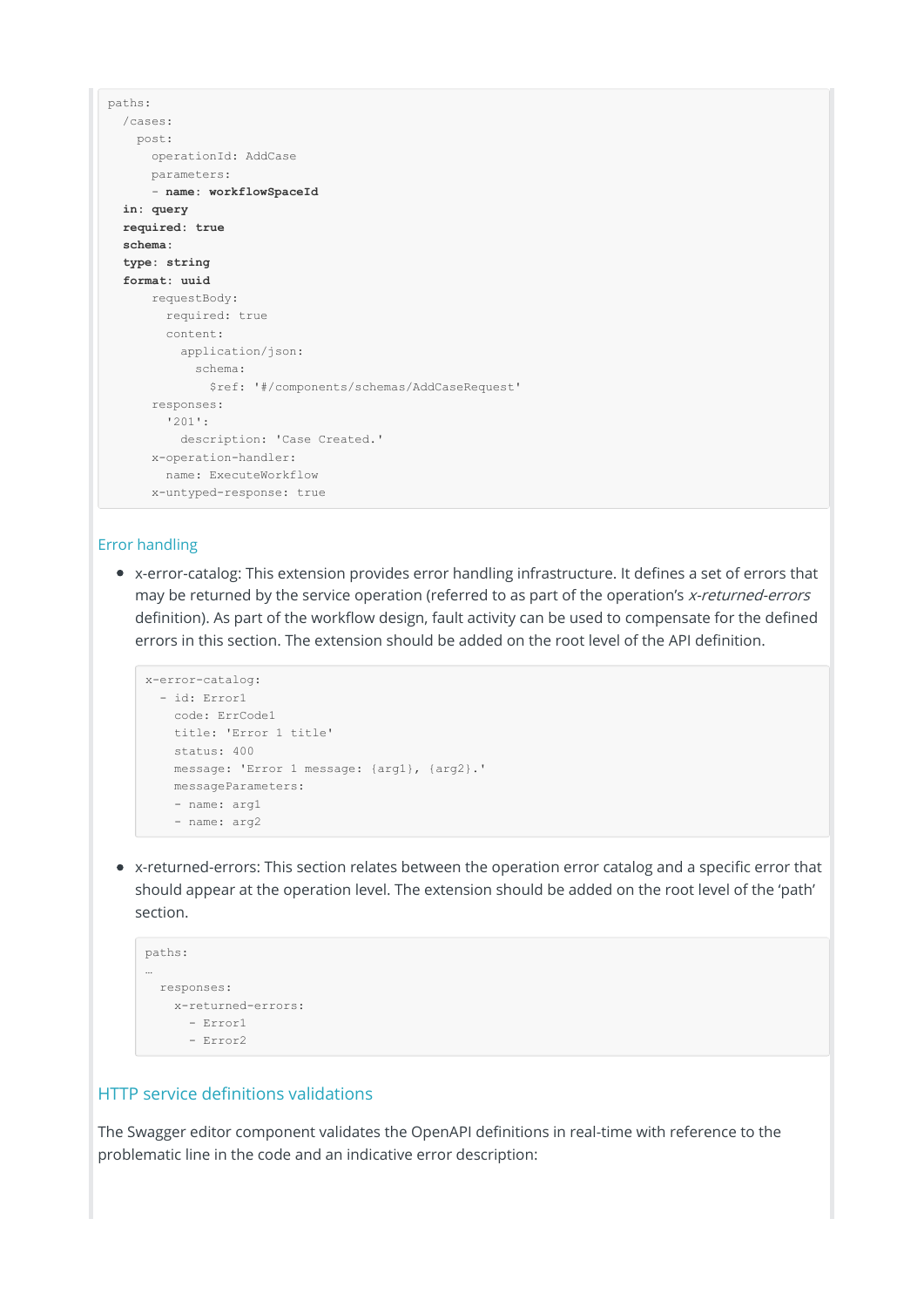```
paths:
  /cases:
    post:
      operationId: AddCase
      parameters:
      - name: workflowSpaceId
  in: query
  required: true
  schema:
  type: string
  format: uuid
      requestBody:
        required: true
        content:
          application/json:
            schema:
              $ref: '#/components/schemas/AddCaseRequest'
      responses:
        '201':
          description: 'Case Created.'
      x-operation-handler:
        name: ExecuteWorkflow
      x-untyped-response: true
```

## Error handling

- x-error-catalog: This extension provides error handling infrastructure. It defines a set of errors that may be returned by the service operation (referred to as part of the operation's *x-returned-errors* definition). As part of the workflow design, fault activity can be used to compensate for the defined errors in this section. The extension should be added on the root level of the API definition.

```
x-error-catalog:
  - id: Error1
    code: ErrCode1
    title: 'Error 1 title'
    status: 400
    message: 'Error 1 message: {arg1}, {arg2}.'
    messageParameters:
    - name: arg1
    - name: arg2
```

- x-returned-errors: This section relates between the operation error catalog and a specific error that should appear at the operation level. The extension should be added on the root level of the 'path' section.

```
paths:
…
  responses:
    x-returned-errors:
      - Error1
      - Error2
```

## HTTP service definitions validations

The Swagger editor component validates the OpenAPI definitions in real-time with reference to the problematic line in the code and an indicative error description: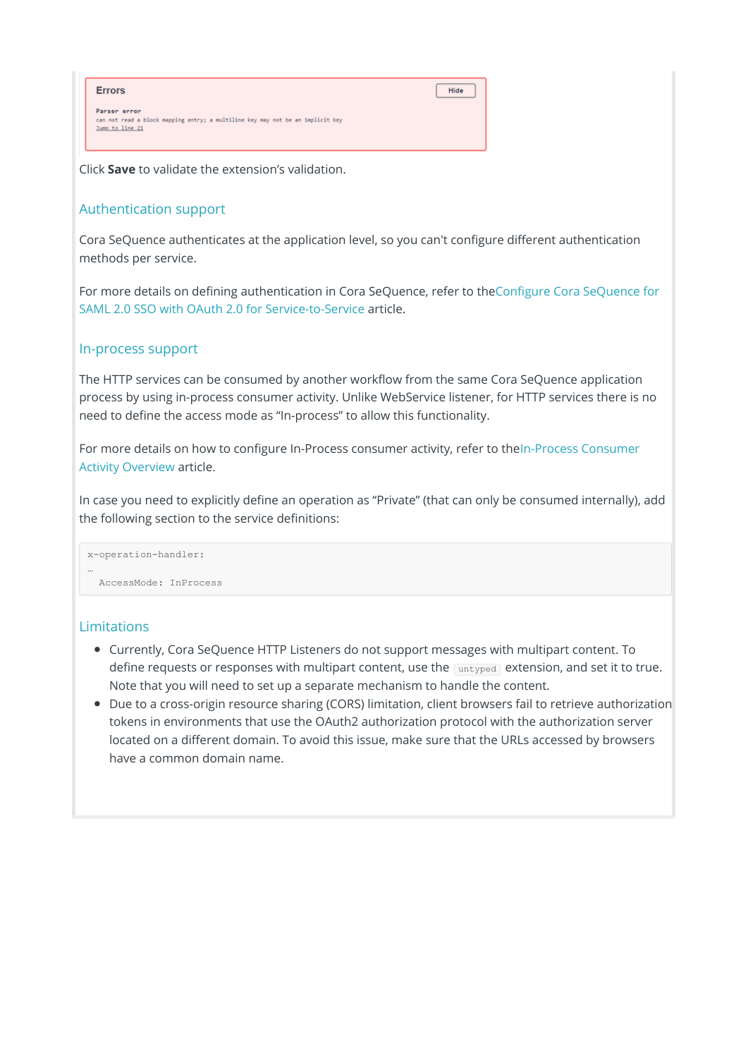Errors

Parser error

can not read a block mapping entry; a multiline key may not be an implicit key

Jump to line 21

Click **Save** to validate the extension's validation.

## Authentication support

Cora SeQuence authenticates at the application level, so you can't configure different authentication methods per service.

For more details on defining authentication in Cora SeQuence, refer to theConfigure Cora SeQuence for SAML 2.0 SSO with OAuth 2.0 for Service-to-Service article.

## In-process support

The HTTP services can be consumed by another workflow from the same Cora SeQuence application process by using in-process consumer activity. Unlike WebService listener, for HTTP services there is no need to define the access mode as "In-process" to allow this functionality.

For more details on how to configure In-Process consumer activity, refer to theIn-Process Consumer Activity Overview article.

In case you need to explicitly define an operation as "Private" (that can only be consumed internally), add the following section to the service definitions:

```
x-operation-handler:
…
  AccessMode: InProcess
```

## Limitations

- Currently, Cora SeQuence HTTP Listeners do not support messages with multipart content. To define requests or responses with multipart content, use the `untyped` extension, and set it to true. Note that you will need to set up a separate mechanism to handle the content.
- Due to a cross-origin resource sharing (CORS) limitation, client browsers fail to retrieve authorization tokens in environments that use the OAuth2 authorization protocol with the authorization server located on a different domain. To avoid this issue, make sure that the URLs accessed by browsers have a common domain name.